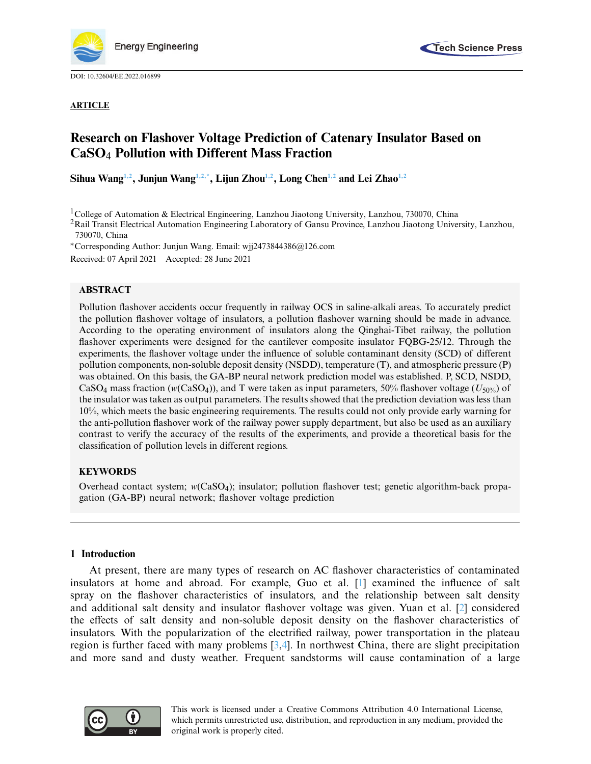DOI: 10.32604/EE.2022.016899

**ARTICLE**

# Research on Flashover Voltage Prediction of Catenary Insulator Based on $CaSO_4$ Pollution with Different Mass Fraction

**Sihua Wang[1,2], Junjun Wang[1,2,*], Lijun Zhou[1,2], Long Chen[1,2] and Lei Zhao[1,2]**

[1]College of Automation & Electrical Engineering, Lanzhou Jiaotong University, Lanzhou, 730070, China

[2]Rail Transit Electrical Automation Engineering Laboratory of Gansu Province, Lanzhou Jiaotong University, Lanzhou, 730070, China

[*]Corresponding Author: Junjun Wang. Email: wjj2473844386@126.com

Received: 07 April 2021 Accepted: 28 June 2021

## ABSTRACT

Pollution flashover accidents occur frequently in railway OCS in saline-alkali areas. To accurately predict the pollution flashover voltage of insulators, a pollution flashover warning should be made in advance. According to the operating environment of insulators along the Qinghai-Tibet railway, the pollution flashover experiments were designed for the cantilever composite insulator FQBG-25/12. Through the experiments, the flashover voltage under the influence of soluble contaminant density (SCD) of different pollution components, non-soluble deposit density (NSDD), temperature (T), and atmospheric pressure (P) was obtained. On this basis, the GA-BP neural network prediction model was established. P, SCD, NSDD, $CaSO_4$ mass fraction ($w(CaSO_4)$), and T were taken as input parameters, 50% flashover voltage ($U_{50\%}$) of the insulator was taken as output parameters. The results showed that the prediction deviation was less than 10%, which meets the basic engineering requirements. The results could not only provide early warning for the anti-pollution flashover work of the railway power supply department, but also be used as an auxiliary contrast to verify the accuracy of the results of the experiments, and provide a theoretical basis for the classification of pollution levels in different regions.

## KEYWORDS

Overhead contact system; $w(CaSO_4)$; insulator; pollution flashover test; genetic algorithm-back propagation (GA-BP) neural network; flashover voltage prediction

## 1 Introduction

At present, there are many types of research on AC flashover characteristics of contaminated insulators at home and abroad. For example, Guo et al. [1] examined the influence of salt spray on the flashover characteristics of insulators, and the relationship between salt density and additional salt density and insulator flashover voltage was given. Yuan et al. [2] considered the effects of salt density and non-soluble deposit density on the flashover characteristics of insulators. With the popularization of the electrified railway, power transportation in the plateau region is further faced with many problems [3,4]. In northwest China, there are slight precipitation and more sand and dusty weather. Frequent sandstorms will cause contamination of a large

This work is licensed under a Creative Commons Attribution 4.0 International License, which permits unrestricted use, distribution, and reproduction in any medium, provided the original work is properly cited.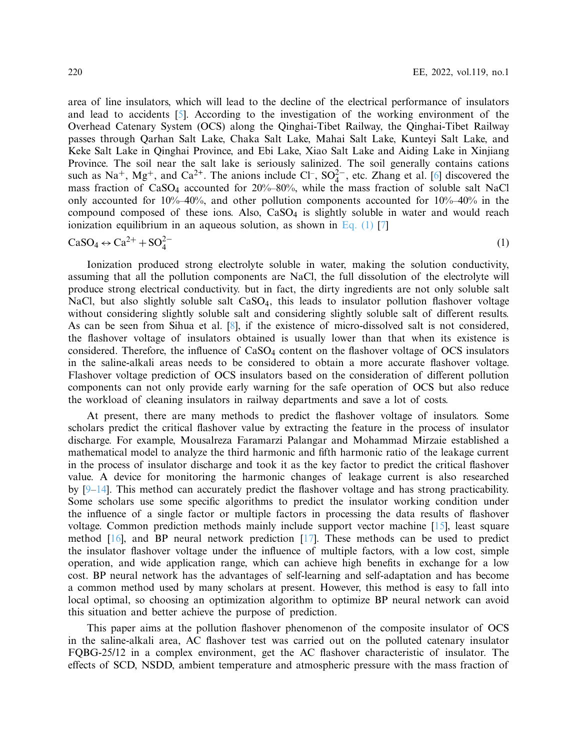area of line insulators, which will lead to the decline of the electrical performance of insulators and lead to accidents [5]. According to the investigation of the working environment of the Overhead Catenary System (OCS) along the Qinghai-Tibet Railway, the Qinghai-Tibet Railway passes through Qarhan Salt Lake, Chaka Salt Lake, Mahai Salt Lake, Kunteyi Salt Lake, and Keke Salt Lake in Qinghai Province, and Ebi Lake, Xiao Salt Lake and Aiding Lake in Xinjiang Province. The soil near the salt lake is seriously salinized. The soil generally contains cations such as $Na^{+}$, $Mg^{+}$, and $Ca^{2+}$. The anions include $Cl^{-}$, $SO_4^{2-}$, etc. Zhang et al. [6] discovered the mass fraction of $CaSO_4$ accounted for 20%–80%, while the mass fraction of soluble salt NaCl only accounted for 10%–40%, and other pollution components accounted for 10%–40% in the compound composed of these ions. Also, $CaSO_4$ is slightly soluble in water and would reach ionization equilibrium in an aqueous solution, as shown in Eq. (1) [7]

$$CaSO_4 \leftrightarrow Ca^{2+} + SO_4^{2-} \tag{1}$$

Ionization produced strong electrolyte soluble in water, making the solution conductivity, assuming that all the pollution components are NaCl, the full dissolution of the electrolyte will produce strong electrical conductivity. but in fact, the dirty ingredients are not only soluble salt NaCl, but also slightly soluble salt $CaSO_4$, this leads to insulator pollution flashover voltage without considering slightly soluble salt and considering slightly soluble salt of different results. As can be seen from Sihua et al. [8], if the existence of micro-dissolved salt is not considered, the flashover voltage of insulators obtained is usually lower than that when its existence is considered. Therefore, the influence of $CaSO_4$ content on the flashover voltage of OCS insulators in the saline-alkali areas needs to be considered to obtain a more accurate flashover voltage. Flashover voltage prediction of OCS insulators based on the consideration of different pollution components can not only provide early warning for the safe operation of OCS but also reduce the workload of cleaning insulators in railway departments and save a lot of costs.

At present, there are many methods to predict the flashover voltage of insulators. Some scholars predict the critical flashover value by extracting the feature in the process of insulator discharge. For example, Mousalreza Faramarzi Palangar and Mohammad Mirzaie established a mathematical model to analyze the third harmonic and fifth harmonic ratio of the leakage current in the process of insulator discharge and took it as the key factor to predict the critical flashover value. A device for monitoring the harmonic changes of leakage current is also researched by [9–14]. This method can accurately predict the flashover voltage and has strong practicability. Some scholars use some specific algorithms to predict the insulator working condition under the influence of a single factor or multiple factors in processing the data results of flashover voltage. Common prediction methods mainly include support vector machine [15], least square method [16], and BP neural network prediction [17]. These methods can be used to predict the insulator flashover voltage under the influence of multiple factors, with a low cost, simple operation, and wide application range, which can achieve high benefits in exchange for a low cost. BP neural network has the advantages of self-learning and self-adaptation and has become a common method used by many scholars at present. However, this method is easy to fall into local optimal, so choosing an optimization algorithm to optimize BP neural network can avoid this situation and better achieve the purpose of prediction.

This paper aims at the pollution flashover phenomenon of the composite insulator of OCS in the saline-alkali area, AC flashover test was carried out on the polluted catenary insulator FQBG-25/12 in a complex environment, get the AC flashover characteristic of insulator. The effects of SCD, NSDD, ambient temperature and atmospheric pressure with the mass fraction of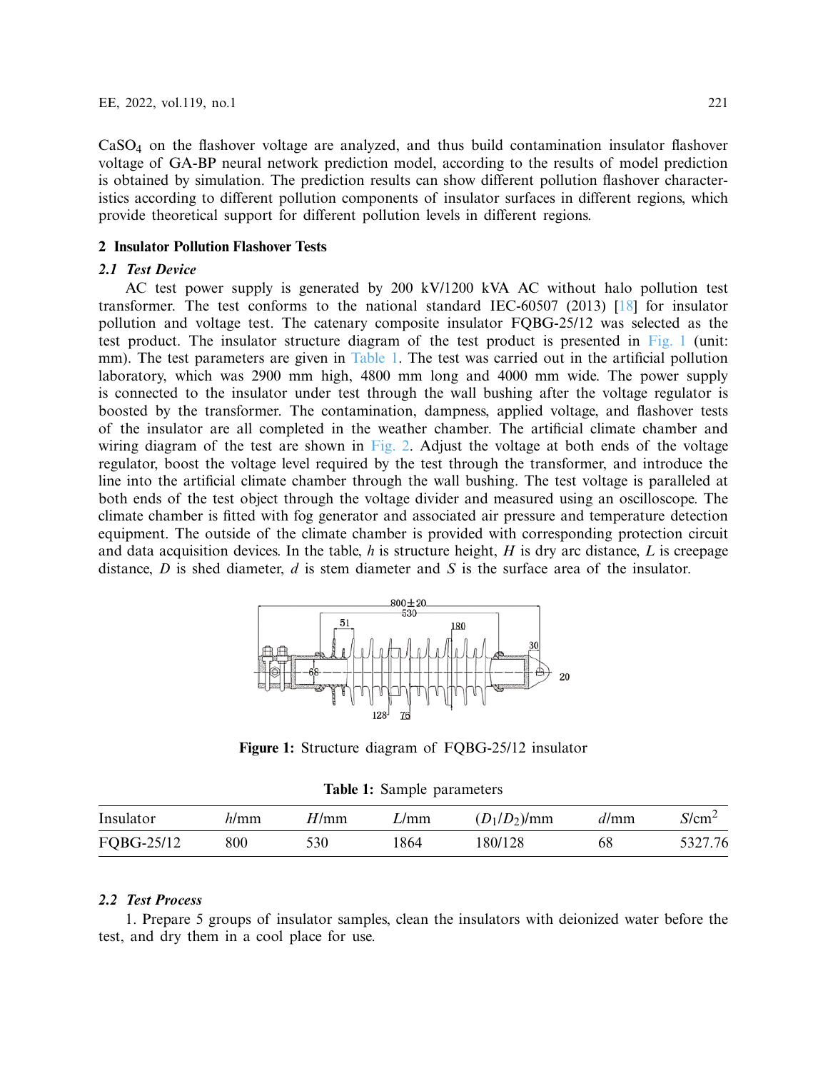$CaSO_4$ on the flashover voltage are analyzed, and thus build contamination insulator flashover voltage of GA-BP neural network prediction model, according to the results of model prediction is obtained by simulation. The prediction results can show different pollution flashover characteristics according to different pollution components of insulator surfaces in different regions, which provide theoretical support for different pollution levels in different regions.

## 2 Insulator Pollution Flashover Tests

### *2.1 Test Device*

AC test power supply is generated by 200 kV/1200 kVA AC without halo pollution test transformer. The test conforms to the national standard IEC-60507 (2013) [18] for insulator pollution and voltage test. The catenary composite insulator FQBG-25/12 was selected as the test product. The insulator structure diagram of the test product is presented in Fig. 1 (unit: mm). The test parameters are given in Table 1. The test was carried out in the artificial pollution laboratory, which was 2900 mm high, 4800 mm long and 4000 mm wide. The power supply is connected to the insulator under test through the wall bushing after the voltage regulator is boosted by the transformer. The contamination, dampness, applied voltage, and flashover tests of the insulator are all completed in the weather chamber. The artificial climate chamber and wiring diagram of the test are shown in Fig. 2. Adjust the voltage at both ends of the voltage regulator, boost the voltage level required by the test through the transformer, and introduce the line into the artificial climate chamber through the wall bushing. The test voltage is paralleled at both ends of the test object through the voltage divider and measured using an oscilloscope. The climate chamber is fitted with fog generator and associated air pressure and temperature detection equipment. The outside of the climate chamber is provided with corresponding protection circuit and data acquisition devices. In the table, $h$ is structure height, $H$ is dry arc distance, $L$ is creepage distance, $D$ is shed diameter, $d$ is stem diameter and $S$ is the surface area of the insulator.

**Figure 1:** Structure diagram of FQBG-25/12 insulator

**Table 1:** Sample parameters

| Insulator | $h$/mm | $H$/mm | $L$/mm | $(D_1/D_2)$/mm | $d$/mm | $S$/cm$^2$ |
|---|---|---|---|---|---|---|
| FQBG-25/12 | 800 | 530 | 1864 | 180/128 | 68 | 5327.76 |

### *2.2 Test Process*

1. Prepare 5 groups of insulator samples, clean the insulators with deionized water before the test, and dry them in a cool place for use.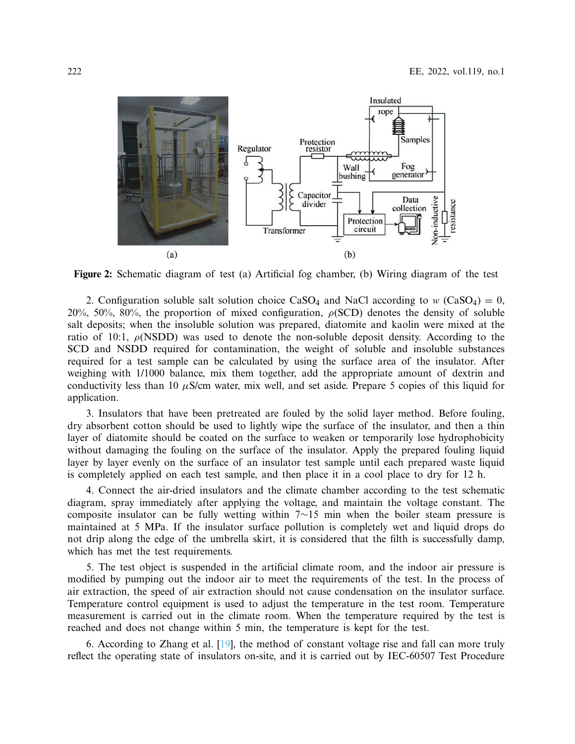**Figure 2:** Schematic diagram of test (a) Artificial fog chamber, (b) Wiring diagram of the test

2. Configuration soluble salt solution choice $CaSO_4$ and NaCl according to $w$ ($CaSO_4$) = 0, 20%, 50%, 80%, the proportion of mixed configuration, $\rho$(SCD) denotes the density of soluble salt deposits; when the insoluble solution was prepared, diatomite and kaolin were mixed at the ratio of 10:1, $\rho$(NSDD) was used to denote the non-soluble deposit density. According to the SCD and NSDD required for contamination, the weight of soluble and insoluble substances required for a test sample can be calculated by using the surface area of the insulator. After weighing with 1/1000 balance, mix them together, add the appropriate amount of dextrin and conductivity less than 10 $\mu$S/cm water, mix well, and set aside. Prepare 5 copies of this liquid for application.

3. Insulators that have been pretreated are fouled by the solid layer method. Before fouling, dry absorbent cotton should be used to lightly wipe the surface of the insulator, and then a thin layer of diatomite should be coated on the surface to weaken or temporarily lose hydrophobicity without damaging the fouling on the surface of the insulator. Apply the prepared fouling liquid layer by layer evenly on the surface of an insulator test sample until each prepared waste liquid is completely applied on each test sample, and then place it in a cool place to dry for 12 h.

4. Connect the air-dried insulators and the climate chamber according to the test schematic diagram, spray immediately after applying the voltage, and maintain the voltage constant. The composite insulator can be fully wetting within 7~15 min when the boiler steam pressure is maintained at 5 MPa. If the insulator surface pollution is completely wet and liquid drops do not drip along the edge of the umbrella skirt, it is considered that the filth is successfully damp, which has met the test requirements.

5. The test object is suspended in the artificial climate room, and the indoor air pressure is modified by pumping out the indoor air to meet the requirements of the test. In the process of air extraction, the speed of air extraction should not cause condensation on the insulator surface. Temperature control equipment is used to adjust the temperature in the test room. Temperature measurement is carried out in the climate room. When the temperature required by the test is reached and does not change within 5 min, the temperature is kept for the test.

6. According to Zhang et al. [19], the method of constant voltage rise and fall can more truly reflect the operating state of insulators on-site, and it is carried out by IEC-60507 Test Procedure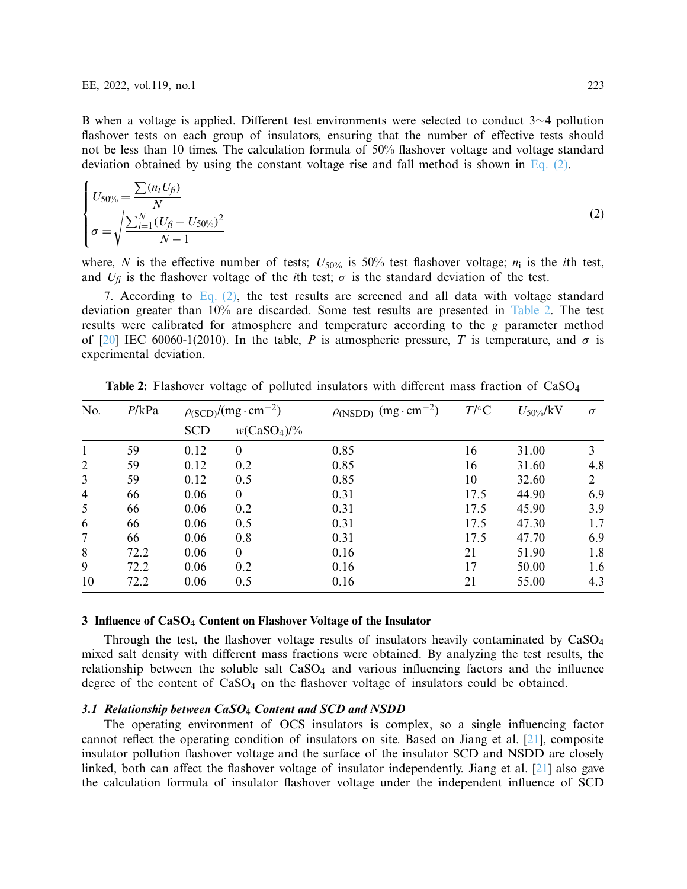B when a voltage is applied. Different test environments were selected to conduct 3~4 pollution flashover tests on each group of insulators, ensuring that the number of effective tests should not be less than 10 times. The calculation formula of 50% flashover voltage and voltage standard deviation obtained by using the constant voltage rise and fall method is shown in Eq. (2).

$$
\begin{cases}
U_{50\%} = \dfrac{\sum(n_i U_{fi})}{N} \\
\sigma = \sqrt{\dfrac{\sum_{i=1}^{N}(U_{fi} - U_{50\%})^2}{N-1}}
\end{cases}
\tag{2}
$$

where, $N$ is the effective number of tests; $U_{50\%}$ is 50% test flashover voltage; $n_{\mathrm{i}}$ is the $i$th test, and $U_{fi}$ is the flashover voltage of the $i$th test; $\sigma$ is the standard deviation of the test.

7. According to Eq. (2), the test results are screened and all data with voltage standard deviation greater than 10% are discarded. Some test results are presented in Table 2. The test results were calibrated for atmosphere and temperature according to the $g$ parameter method of [20] IEC 60060-1(2010). In the table, $P$ is atmospheric pressure, $T$ is temperature, and $\sigma$ is experimental deviation.

**Table 2:** Flashover voltage of polluted insulators with different mass fraction of $CaSO_4$

| No. | $P$/kPa | $\rho_{(SCD)}/(\mathrm{mg \cdot cm^{-2}})$ | | $\rho_{(NSDD)}$ $(\mathrm{mg \cdot cm^{-2}})$ | $T$/°C | $U_{50\%}$/kV | $\sigma$ |
|---|---|---|---|---|---|---|---|
| | | SCD | $w(CaSO_4)$/% | | | | |
| 1 | 59 | 0.12 | 0 | 0.85 | 16 | 31.00 | 3 |
| 2 | 59 | 0.12 | 0.2 | 0.85 | 16 | 31.60 | 4.8 |
| 3 | 59 | 0.12 | 0.5 | 0.85 | 10 | 32.60 | 2 |
| 4 | 66 | 0.06 | 0 | 0.31 | 17.5 | 44.90 | 6.9 |
| 5 | 66 | 0.06 | 0.2 | 0.31 | 17.5 | 45.90 | 3.9 |
| 6 | 66 | 0.06 | 0.5 | 0.31 | 17.5 | 47.30 | 1.7 |
| 7 | 66 | 0.06 | 0.8 | 0.31 | 17.5 | 47.70 | 6.9 |
| 8 | 72.2 | 0.06 | 0 | 0.16 | 21 | 51.90 | 1.8 |
| 9 | 72.2 | 0.06 | 0.2 | 0.16 | 17 | 50.00 | 1.6 |
| 10 | 72.2 | 0.06 | 0.5 | 0.16 | 21 | 55.00 | 4.3 |

## 3 Influence of $CaSO_4$ Content on Flashover Voltage of the Insulator

Through the test, the flashover voltage results of insulators heavily contaminated by $CaSO_4$ mixed salt density with different mass fractions were obtained. By analyzing the test results, the relationship between the soluble salt $CaSO_4$ and various influencing factors and the influence degree of the content of $CaSO_4$ on the flashover voltage of insulators could be obtained.

### *3.1 Relationship between $CaSO_4$ Content and SCD and NSDD*

The operating environment of OCS insulators is complex, so a single influencing factor cannot reflect the operating condition of insulators on site. Based on Jiang et al. [21], composite insulator pollution flashover voltage and the surface of the insulator SCD and NSDD are closely linked, both can affect the flashover voltage of insulator independently. Jiang et al. [21] also gave the calculation formula of insulator flashover voltage under the independent influence of SCD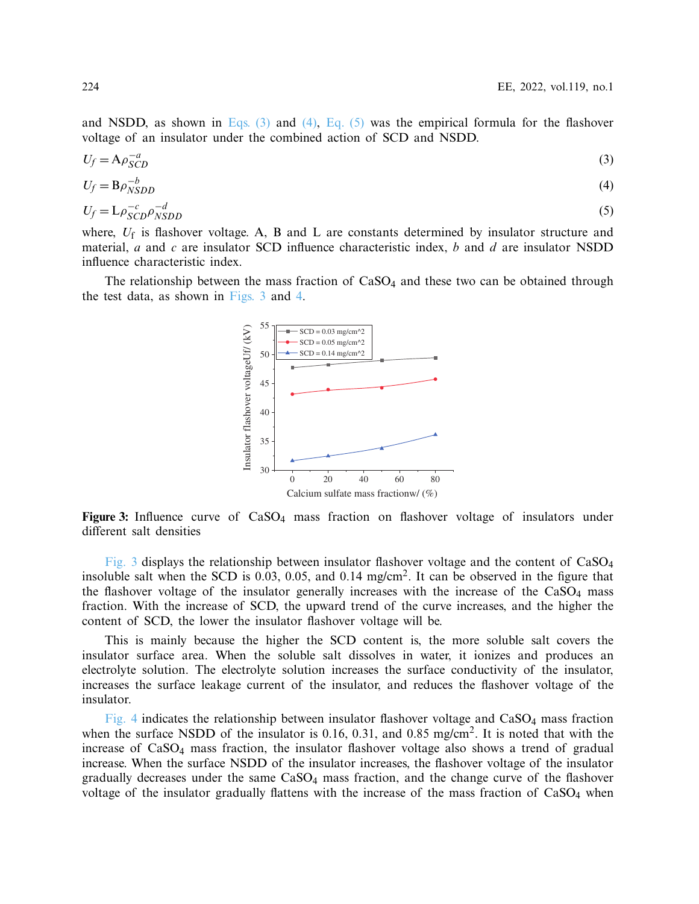and NSDD, as shown in Eqs. (3) and (4), Eq. (5) was the empirical formula for the flashover voltage of an insulator under the combined action of SCD and NSDD.

$$U_f = \mathrm{A}\rho_{SCD}^{-a} \tag{3}$$

$$U_f = \mathrm{B}\rho_{NSDD}^{-b} \tag{4}$$

$$U_f = \mathrm{L}\rho_{SCD}^{-c}\rho_{NSDD}^{-d} \tag{5}$$

where, $U_\mathrm{f}$ is flashover voltage. A, B and L are constants determined by insulator structure and material, $a$ and $c$ are insulator SCD influence characteristic index, $b$ and $d$ are insulator NSDD influence characteristic index.

The relationship between the mass fraction of $CaSO_4$ and these two can be obtained through the test data, as shown in Figs. 3 and 4.

**Figure 3:** Influence curve of $CaSO_4$ mass fraction on flashover voltage of insulators under different salt densities

Fig. 3 displays the relationship between insulator flashover voltage and the content of $CaSO_4$ insoluble salt when the SCD is 0.03, 0.05, and 0.14 mg/cm$^2$. It can be observed in the figure that the flashover voltage of the insulator generally increases with the increase of the $CaSO_4$ mass fraction. With the increase of SCD, the upward trend of the curve increases, and the higher the content of SCD, the lower the insulator flashover voltage will be.

This is mainly because the higher the SCD content is, the more soluble salt covers the insulator surface area. When the soluble salt dissolves in water, it ionizes and produces an electrolyte solution. The electrolyte solution increases the surface conductivity of the insulator, increases the surface leakage current of the insulator, and reduces the flashover voltage of the insulator.

Fig. 4 indicates the relationship between insulator flashover voltage and $CaSO_4$ mass fraction when the surface NSDD of the insulator is 0.16, 0.31, and 0.85 mg/cm$^2$. It is noted that with the increase of $CaSO_4$ mass fraction, the insulator flashover voltage also shows a trend of gradual increase. When the surface NSDD of the insulator increases, the flashover voltage of the insulator gradually decreases under the same $CaSO_4$ mass fraction, and the change curve of the flashover voltage of the insulator gradually flattens with the increase of the mass fraction of $CaSO_4$ when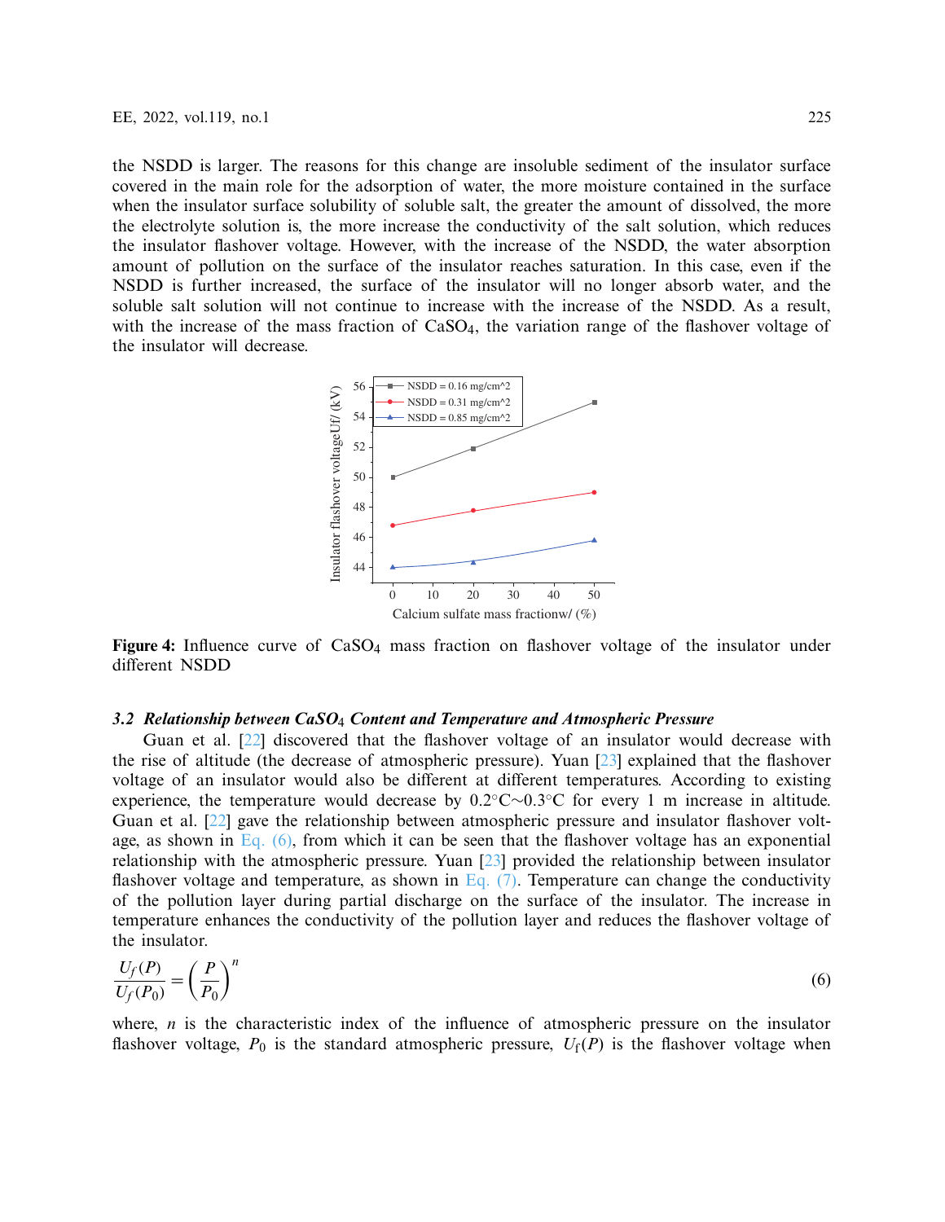the NSDD is larger. The reasons for this change are insoluble sediment of the insulator surface covered in the main role for the adsorption of water, the more moisture contained in the surface when the insulator surface solubility of soluble salt, the greater the amount of dissolved, the more the electrolyte solution is, the more increase the conductivity of the salt solution, which reduces the insulator flashover voltage. However, with the increase of the NSDD, the water absorption amount of pollution on the surface of the insulator reaches saturation. In this case, even if the NSDD is further increased, the surface of the insulator will no longer absorb water, and the soluble salt solution will not continue to increase with the increase of the NSDD. As a result, with the increase of the mass fraction of $CaSO_4$, the variation range of the flashover voltage of the insulator will decrease.

**Figure 4:** Influence curve of $CaSO_4$ mass fraction on flashover voltage of the insulator under different NSDD

### *3.2 Relationship between $CaSO_4$ Content and Temperature and Atmospheric Pressure*

Guan et al. [22] discovered that the flashover voltage of an insulator would decrease with the rise of altitude (the decrease of atmospheric pressure). Yuan [23] explained that the flashover voltage of an insulator would also be different at different temperatures. According to existing experience, the temperature would decrease by 0.2°C∼0.3°C for every 1 m increase in altitude. Guan et al. [22] gave the relationship between atmospheric pressure and insulator flashover voltage, as shown in Eq. (6), from which it can be seen that the flashover voltage has an exponential relationship with the atmospheric pressure. Yuan [23] provided the relationship between insulator flashover voltage and temperature, as shown in Eq. (7). Temperature can change the conductivity of the pollution layer during partial discharge on the surface of the insulator. The increase in temperature enhances the conductivity of the pollution layer and reduces the flashover voltage of the insulator.

$$\frac{U_f(P)}{U_f(P_0)} = \left(\frac{P}{P_0}\right)^n \tag{6}$$

where, $n$ is the characteristic index of the influence of atmospheric pressure on the insulator flashover voltage, $P_0$ is the standard atmospheric pressure, $U_f(P)$ is the flashover voltage when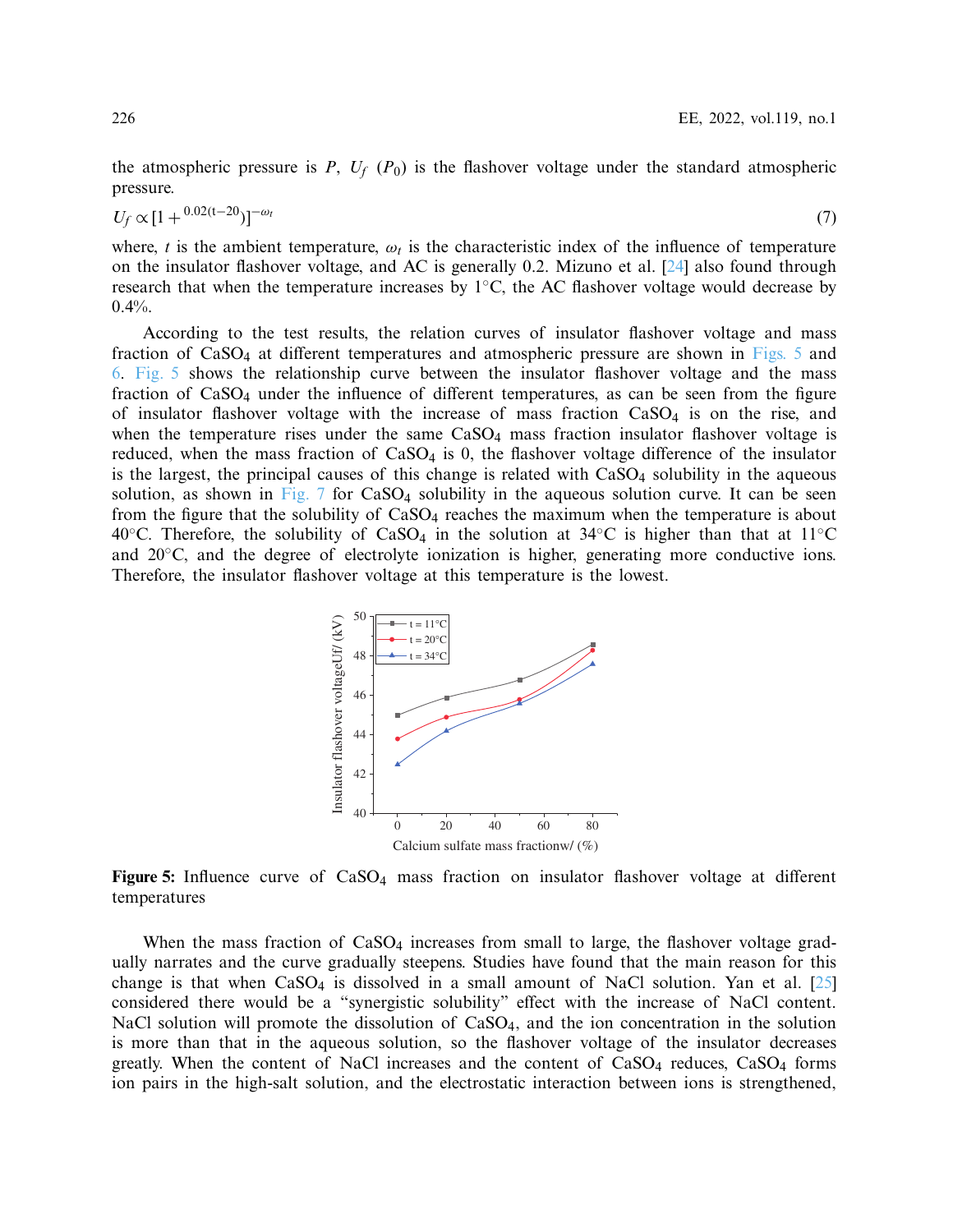the atmospheric pressure is $P$, $U_f$ ($P_0$) is the flashover voltage under the standard atmospheric pressure.

$$U_f \propto [1 + ^{0.02(t-20)})]^{-\omega_t} \tag{7}$$

where, $t$ is the ambient temperature, $\omega_t$ is the characteristic index of the influence of temperature on the insulator flashover voltage, and AC is generally 0.2. Mizuno et al. [24] also found through research that when the temperature increases by 1°C, the AC flashover voltage would decrease by 0.4%.

According to the test results, the relation curves of insulator flashover voltage and mass fraction of $CaSO_4$ at different temperatures and atmospheric pressure are shown in Figs. 5 and 6. Fig. 5 shows the relationship curve between the insulator flashover voltage and the mass fraction of $CaSO_4$ under the influence of different temperatures, as can be seen from the figure of insulator flashover voltage with the increase of mass fraction $CaSO_4$ is on the rise, and when the temperature rises under the same $CaSO_4$ mass fraction insulator flashover voltage is reduced, when the mass fraction of $CaSO_4$ is 0, the flashover voltage difference of the insulator is the largest, the principal causes of this change is related with $CaSO_4$ solubility in the aqueous solution, as shown in Fig. 7 for $CaSO_4$ solubility in the aqueous solution curve. It can be seen from the figure that the solubility of $CaSO_4$ reaches the maximum when the temperature is about 40°C. Therefore, the solubility of $CaSO_4$ in the solution at 34°C is higher than that at 11°C and 20°C, and the degree of electrolyte ionization is higher, generating more conductive ions. Therefore, the insulator flashover voltage at this temperature is the lowest.

**Figure 5:** Influence curve of $CaSO_4$ mass fraction on insulator flashover voltage at different temperatures

When the mass fraction of $CaSO_4$ increases from small to large, the flashover voltage gradually narrates and the curve gradually steepens. Studies have found that the main reason for this change is that when $CaSO_4$ is dissolved in a small amount of NaCl solution. Yan et al. [25] considered there would be a "synergistic solubility" effect with the increase of NaCl content. NaCl solution will promote the dissolution of $CaSO_4$, and the ion concentration in the solution is more than that in the aqueous solution, so the flashover voltage of the insulator decreases greatly. When the content of NaCl increases and the content of $CaSO_4$ reduces, $CaSO_4$ forms ion pairs in the high-salt solution, and the electrostatic interaction between ions is strengthened,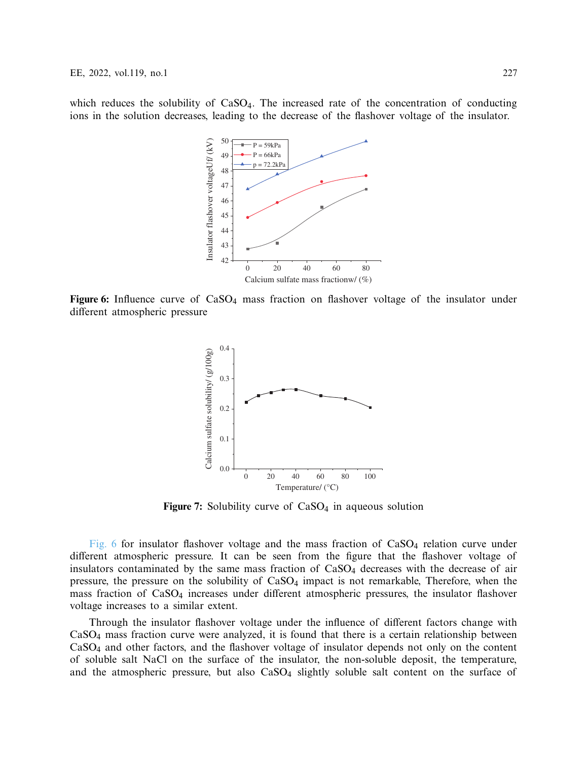which reduces the solubility of $CaSO_4$. The increased rate of the concentration of conducting ions in the solution decreases, leading to the decrease of the flashover voltage of the insulator.

**Figure 6:** Influence curve of $CaSO_4$ mass fraction on flashover voltage of the insulator under different atmospheric pressure

**Figure 7:** Solubility curve of $CaSO_4$ in aqueous solution

Fig. 6 for insulator flashover voltage and the mass fraction of $CaSO_4$ relation curve under different atmospheric pressure. It can be seen from the figure that the flashover voltage of insulators contaminated by the same mass fraction of $CaSO_4$ decreases with the decrease of air pressure, the pressure on the solubility of $CaSO_4$ impact is not remarkable, Therefore, when the mass fraction of $CaSO_4$ increases under different atmospheric pressures, the insulator flashover voltage increases to a similar extent.

Through the insulator flashover voltage under the influence of different factors change with $CaSO_4$ mass fraction curve were analyzed, it is found that there is a certain relationship between $CaSO_4$ and other factors, and the flashover voltage of insulator depends not only on the content of soluble salt NaCl on the surface of the insulator, the non-soluble deposit, the temperature, and the atmospheric pressure, but also $CaSO_4$ slightly soluble salt content on the surface of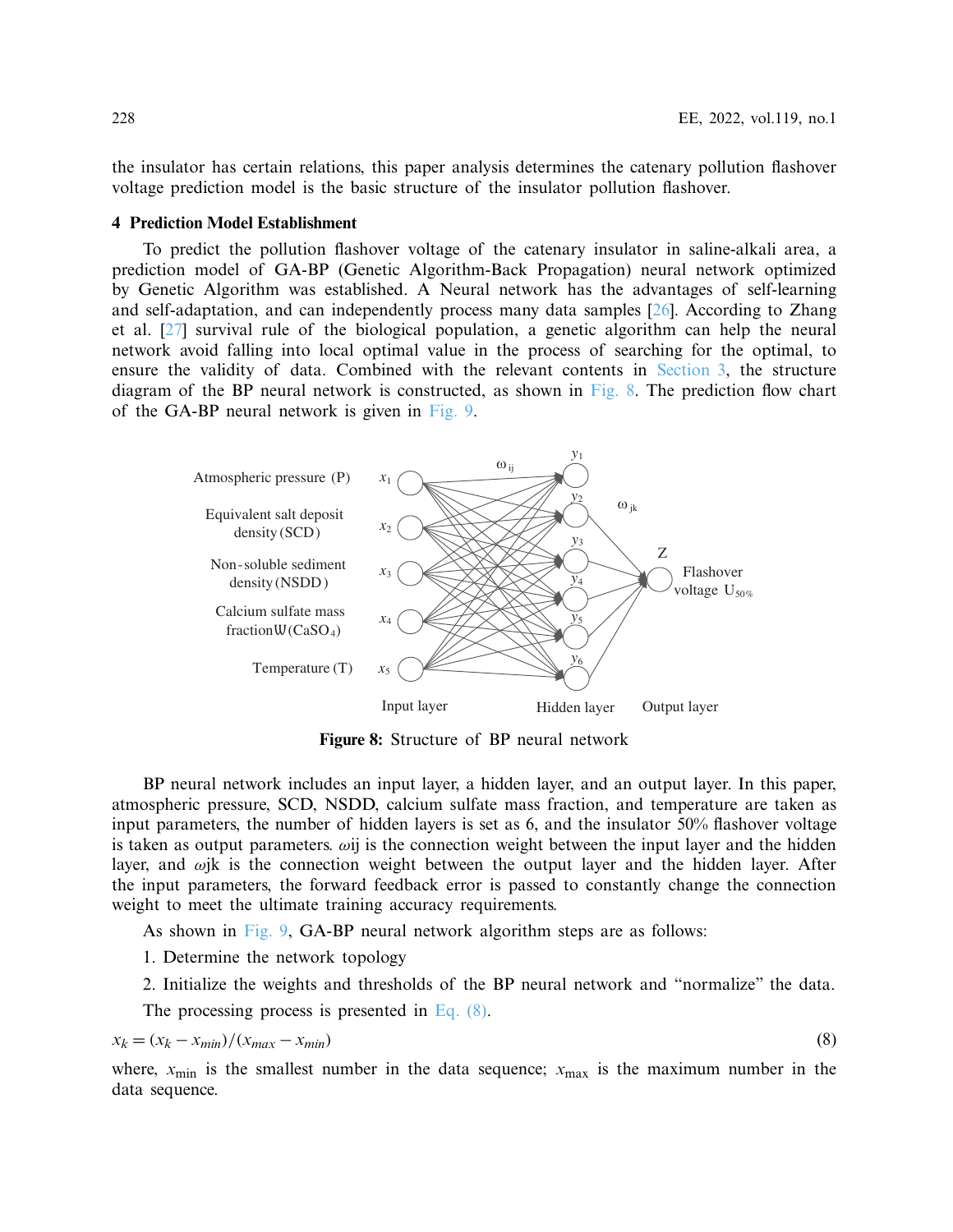the insulator has certain relations, this paper analysis determines the catenary pollution flashover voltage prediction model is the basic structure of the insulator pollution flashover.

## 4 Prediction Model Establishment

To predict the pollution flashover voltage of the catenary insulator in saline-alkali area, a prediction model of GA-BP (Genetic Algorithm-Back Propagation) neural network optimized by Genetic Algorithm was established. A Neural network has the advantages of self-learning and self-adaptation, and can independently process many data samples [26]. According to Zhang et al. [27] survival rule of the biological population, a genetic algorithm can help the neural network avoid falling into local optimal value in the process of searching for the optimal, to ensure the validity of data. Combined with the relevant contents in Section 3, the structure diagram of the BP neural network is constructed, as shown in Fig. 8. The prediction flow chart of the GA-BP neural network is given in Fig. 9.

**Figure 8:** Structure of BP neural network

BP neural network includes an input layer, a hidden layer, and an output layer. In this paper, atmospheric pressure, SCD, NSDD, calcium sulfate mass fraction, and temperature are taken as input parameters, the number of hidden layers is set as 6, and the insulator 50% flashover voltage is taken as output parameters. $\omega ij$ is the connection weight between the input layer and the hidden layer, and $\omega jk$ is the connection weight between the output layer and the hidden layer. After the input parameters, the forward feedback error is passed to constantly change the connection weight to meet the ultimate training accuracy requirements.

As shown in Fig. 9, GA-BP neural network algorithm steps are as follows:

1. Determine the network topology

2. Initialize the weights and thresholds of the BP neural network and "normalize" the data.

The processing process is presented in Eq. (8).

$$x_k = (x_k - x_{min})/(x_{max} - x_{min}) \tag{8}$$

where, $x_{\min}$ is the smallest number in the data sequence; $x_{\max}$ is the maximum number in the data sequence.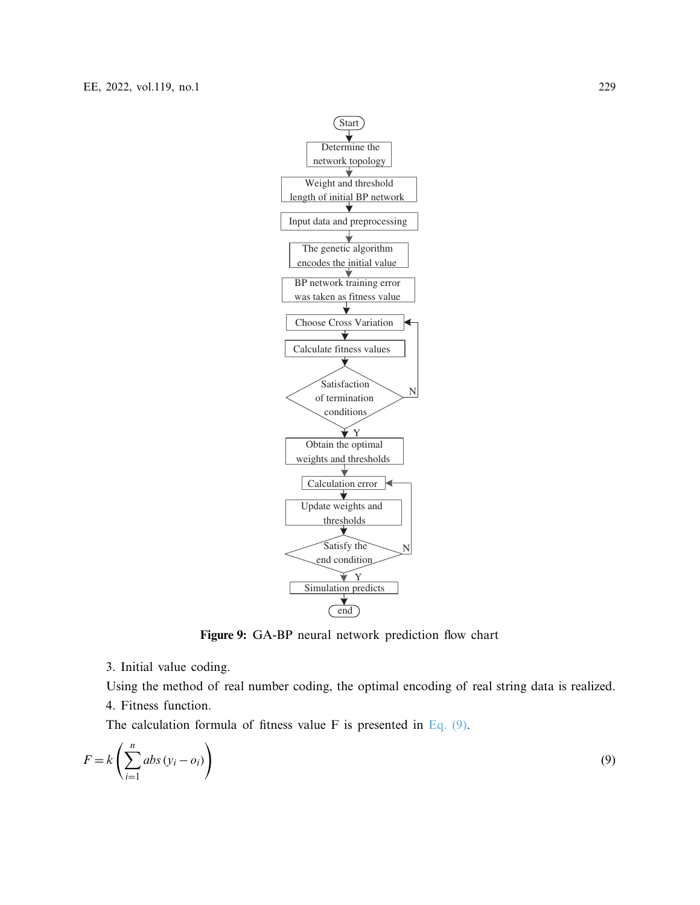Figure 9: GA-BP neural network prediction flow chart

3. Initial value coding.

Using the method of real number coding, the optimal encoding of real string data is realized.

4. Fitness function.

The calculation formula of fitness value F is presented in Eq. (9).

$$F = k\left(\sum_{i=1}^{n} abs\left(y_i - o_i\right)\right) \tag{9}$$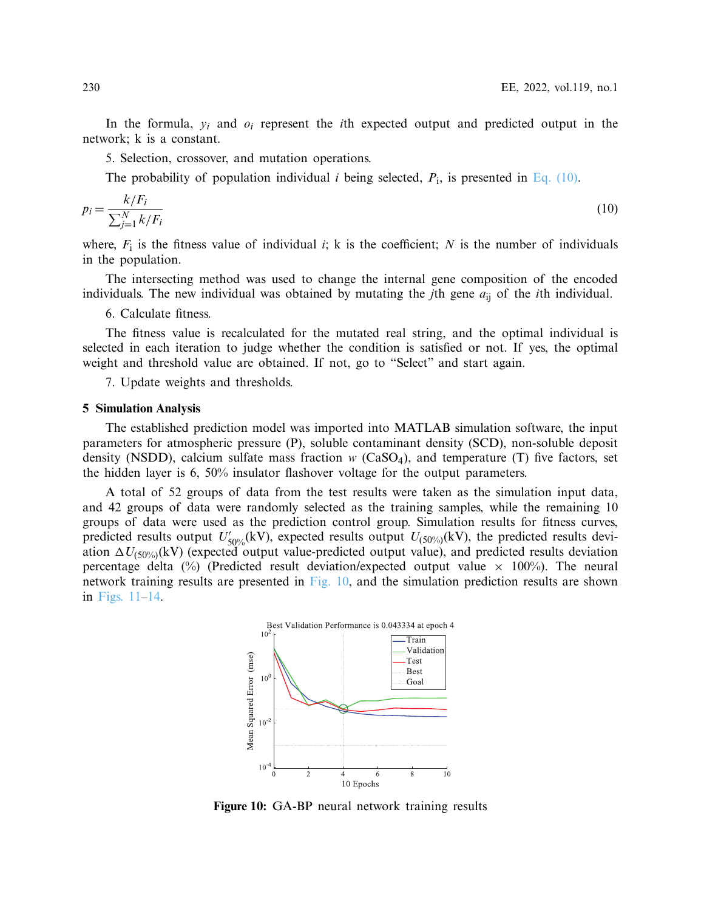In the formula, $y_i$ and $o_i$ represent the $i$th expected output and predicted output in the network; k is a constant.

5. Selection, crossover, and mutation operations.

The probability of population individual $i$ being selected, $P_{\mathrm{i}}$, is presented in Eq. (10).

$$p_i = \frac{k/F_i}{\sum_{j=1}^{N} k/F_i} \tag{10}$$

where, $F_{\mathrm{i}}$ is the fitness value of individual $i$; k is the coefficient; $N$ is the number of individuals in the population.

The intersecting method was used to change the internal gene composition of the encoded individuals. The new individual was obtained by mutating the $j$th gene $a_{\mathrm{ij}}$ of the $i$th individual.

6. Calculate fitness.

The fitness value is recalculated for the mutated real string, and the optimal individual is selected in each iteration to judge whether the condition is satisfied or not. If yes, the optimal weight and threshold value are obtained. If not, go to "Select" and start again.

7. Update weights and thresholds.

## 5 Simulation Analysis

The established prediction model was imported into MATLAB simulation software, the input parameters for atmospheric pressure (P), soluble contaminant density (SCD), non-soluble deposit density (NSDD), calcium sulfate mass fraction $w$ ($CaSO_4$), and temperature (T) five factors, set the hidden layer is 6, 50% insulator flashover voltage for the output parameters.

A total of 52 groups of data from the test results were taken as the simulation input data, and 42 groups of data were randomly selected as the training samples, while the remaining 10 groups of data were used as the prediction control group. Simulation results for fitness curves, predicted results output $U'_{50\%}$(kV), expected results output $U_{(50\%)}$(kV), the predicted results deviation $\Delta U_{(50\%)}$(kV) (expected output value-predicted output value), and predicted results deviation percentage delta (%) (Predicted result deviation/expected output value × 100%). The neural network training results are presented in Fig. 10, and the simulation prediction results are shown in Figs. 11–14.

**Figure 10:** GA-BP neural network training results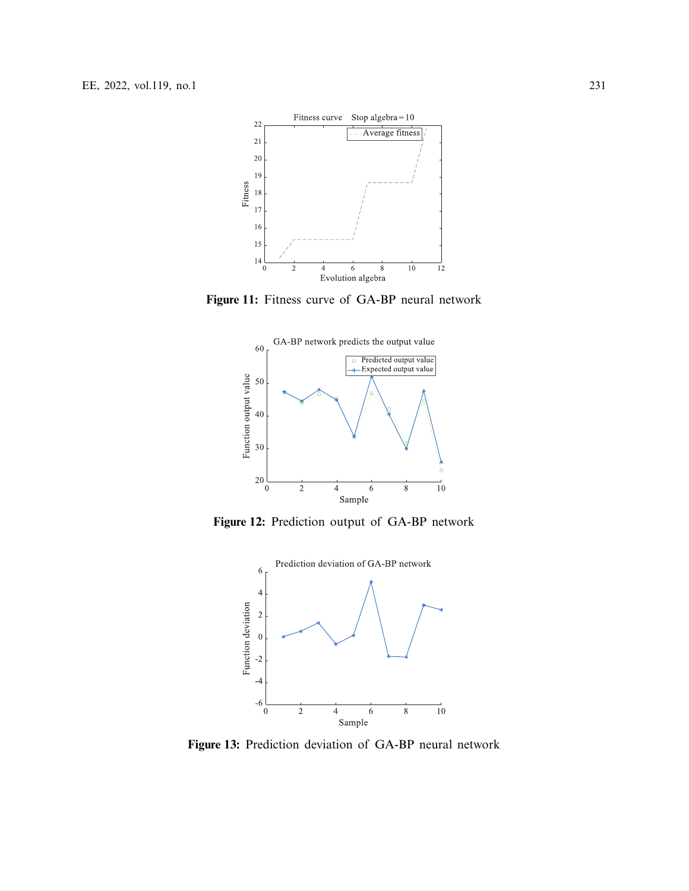Figure 11: Fitness curve of GA-BP neural network

Figure 12: Prediction output of GA-BP network

Figure 13: Prediction deviation of GA-BP neural network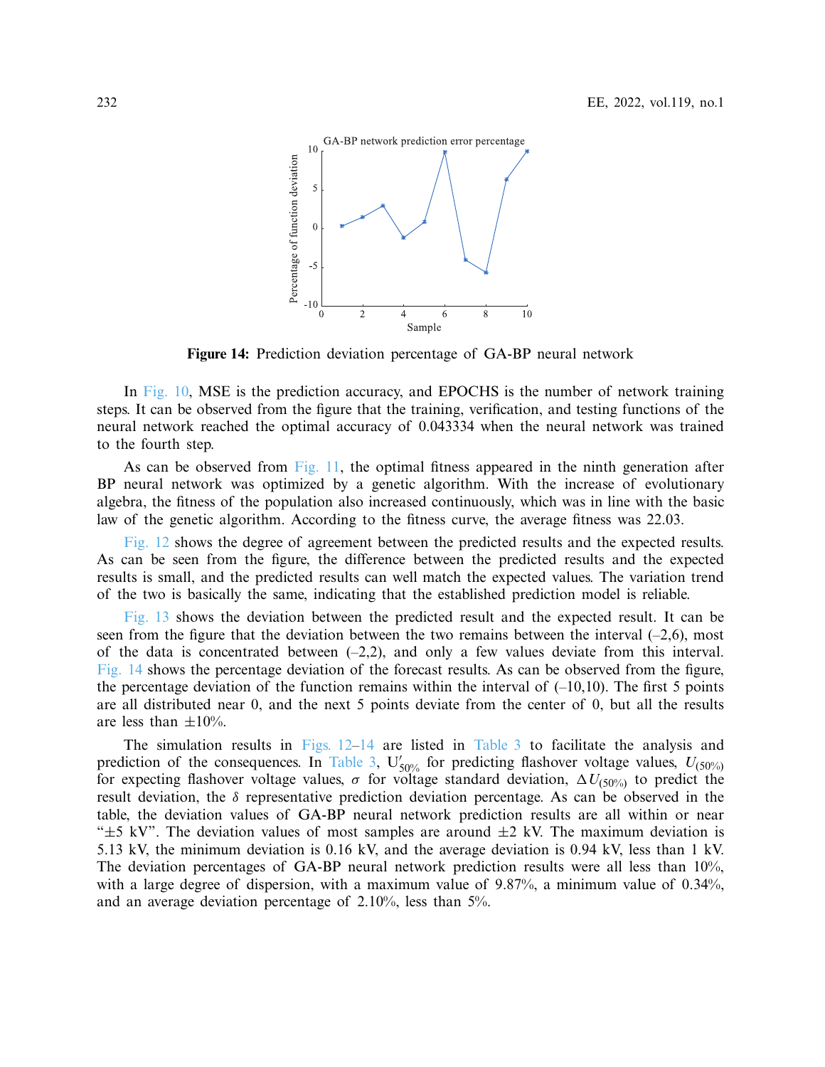**Figure 14:** Prediction deviation percentage of GA-BP neural network

In Fig. 10, MSE is the prediction accuracy, and EPOCHS is the number of network training steps. It can be observed from the figure that the training, verification, and testing functions of the neural network reached the optimal accuracy of 0.043334 when the neural network was trained to the fourth step.

As can be observed from Fig. 11, the optimal fitness appeared in the ninth generation after BP neural network was optimized by a genetic algorithm. With the increase of evolutionary algebra, the fitness of the population also increased continuously, which was in line with the basic law of the genetic algorithm. According to the fitness curve, the average fitness was 22.03.

Fig. 12 shows the degree of agreement between the predicted results and the expected results. As can be seen from the figure, the difference between the predicted results and the expected results is small, and the predicted results can well match the expected values. The variation trend of the two is basically the same, indicating that the established prediction model is reliable.

Fig. 13 shows the deviation between the predicted result and the expected result. It can be seen from the figure that the deviation between the two remains between the interval (–2,6), most of the data is concentrated between (–2,2), and only a few values deviate from this interval. Fig. 14 shows the percentage deviation of the forecast results. As can be observed from the figure, the percentage deviation of the function remains within the interval of (–10,10). The first 5 points are all distributed near 0, and the next 5 points deviate from the center of 0, but all the results are less than ±10%.

The simulation results in Figs. 12–14 are listed in Table 3 to facilitate the analysis and prediction of the consequences. In Table 3, $U'_{50\%}$ for predicting flashover voltage values, $U_{(50\%)}$ for expecting flashover voltage values, $\sigma$ for voltage standard deviation, $\Delta U_{(50\%)}$ to predict the result deviation, the $\delta$ representative prediction deviation percentage. As can be observed in the table, the deviation values of GA-BP neural network prediction results are all within or near "±5 kV". The deviation values of most samples are around ±2 kV. The maximum deviation is 5.13 kV, the minimum deviation is 0.16 kV, and the average deviation is 0.94 kV, less than 1 kV. The deviation percentages of GA-BP neural network prediction results were all less than 10%, with a large degree of dispersion, with a maximum value of 9.87%, a minimum value of 0.34%, and an average deviation percentage of 2.10%, less than 5%.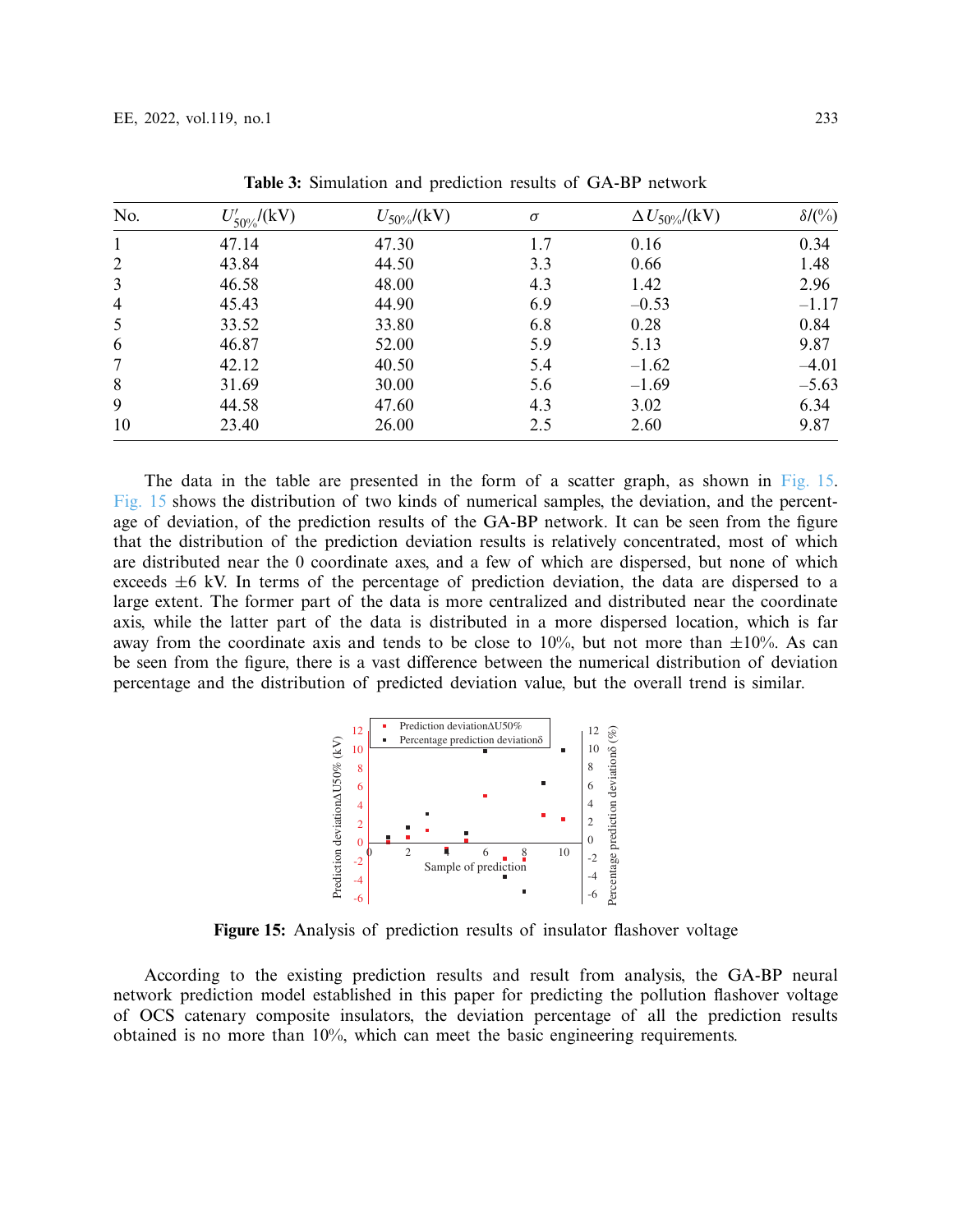**Table 3:** Simulation and prediction results of GA-BP network

| No. | $U'_{50\%}$/(kV) | $U_{50\%}$/(kV) | $\sigma$ | $\Delta U_{50\%}$/(kV) | $\delta$/(%) |
|---|---|---|---|---|---|
| 1 | 47.14 | 47.30 | 1.7 | 0.16 | 0.34 |
| 2 | 43.84 | 44.50 | 3.3 | 0.66 | 1.48 |
| 3 | 46.58 | 48.00 | 4.3 | 1.42 | 2.96 |
| 4 | 45.43 | 44.90 | 6.9 | –0.53 | –1.17 |
| 5 | 33.52 | 33.80 | 6.8 | 0.28 | 0.84 |
| 6 | 46.87 | 52.00 | 5.9 | 5.13 | 9.87 |
| 7 | 42.12 | 40.50 | 5.4 | –1.62 | –4.01 |
| 8 | 31.69 | 30.00 | 5.6 | –1.69 | –5.63 |
| 9 | 44.58 | 47.60 | 4.3 | 3.02 | 6.34 |
| 10 | 23.40 | 26.00 | 2.5 | 2.60 | 9.87 |

The data in the table are presented in the form of a scatter graph, as shown in Fig. 15. Fig. 15 shows the distribution of two kinds of numerical samples, the deviation, and the percentage of deviation, of the prediction results of the GA-BP network. It can be seen from the figure that the distribution of the prediction deviation results is relatively concentrated, most of which are distributed near the 0 coordinate axes, and a few of which are dispersed, but none of which exceeds ±6 kV. In terms of the percentage of prediction deviation, the data are dispersed to a large extent. The former part of the data is more centralized and distributed near the coordinate axis, while the latter part of the data is distributed in a more dispersed location, which is far away from the coordinate axis and tends to be close to 10%, but not more than ±10%. As can be seen from the figure, there is a vast difference between the numerical distribution of deviation percentage and the distribution of predicted deviation value, but the overall trend is similar.

**Figure 15:** Analysis of prediction results of insulator flashover voltage

According to the existing prediction results and result from analysis, the GA-BP neural network prediction model established in this paper for predicting the pollution flashover voltage of OCS catenary composite insulators, the deviation percentage of all the prediction results obtained is no more than 10%, which can meet the basic engineering requirements.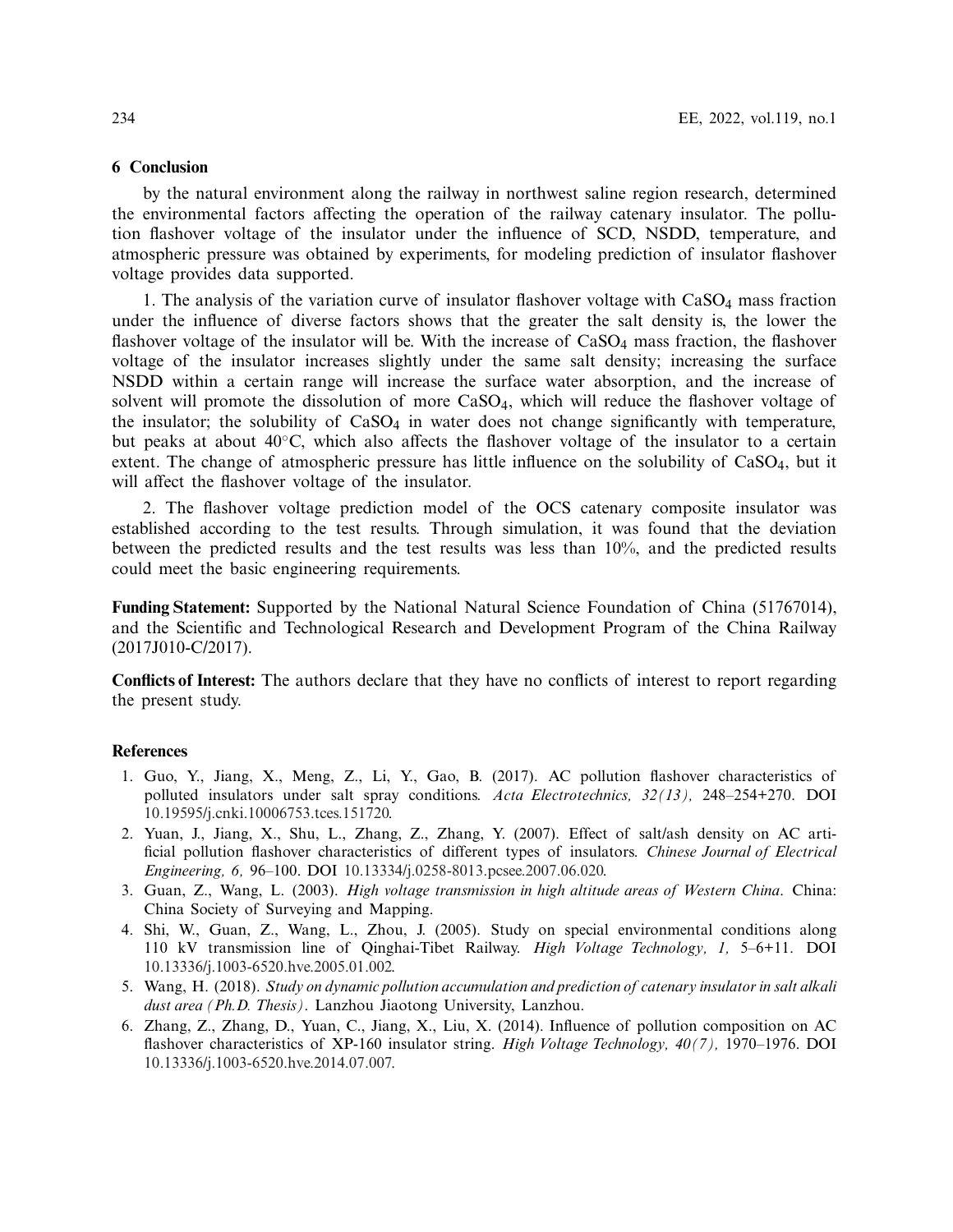## 6 Conclusion

by the natural environment along the railway in northwest saline region research, determined the environmental factors affecting the operation of the railway catenary insulator. The pollution flashover voltage of the insulator under the influence of SCD, NSDD, temperature, and atmospheric pressure was obtained by experiments, for modeling prediction of insulator flashover voltage provides data supported.

1. The analysis of the variation curve of insulator flashover voltage with $CaSO_4$ mass fraction under the influence of diverse factors shows that the greater the salt density is, the lower the flashover voltage of the insulator will be. With the increase of $CaSO_4$ mass fraction, the flashover voltage of the insulator increases slightly under the same salt density; increasing the surface NSDD within a certain range will increase the surface water absorption, and the increase of solvent will promote the dissolution of more $CaSO_4$, which will reduce the flashover voltage of the insulator; the solubility of $CaSO_4$ in water does not change significantly with temperature, but peaks at about 40°C, which also affects the flashover voltage of the insulator to a certain extent. The change of atmospheric pressure has little influence on the solubility of $CaSO_4$, but it will affect the flashover voltage of the insulator.

2. The flashover voltage prediction model of the OCS catenary composite insulator was established according to the test results. Through simulation, it was found that the deviation between the predicted results and the test results was less than 10%, and the predicted results could meet the basic engineering requirements.

**Funding Statement:** Supported by the National Natural Science Foundation of China (51767014), and the Scientific and Technological Research and Development Program of the China Railway (2017J010-C/2017).

**Conflicts of Interest:** The authors declare that they have no conflicts of interest to report regarding the present study.

## References

1. Guo, Y., Jiang, X., Meng, Z., Li, Y., Gao, B. (2017). AC pollution flashover characteristics of polluted insulators under salt spray conditions. *Acta Electrotechnics, 32(13),* 248–254+270. DOI 10.19595/j.cnki.10006753.tces.151720.
2. Yuan, J., Jiang, X., Shu, L., Zhang, Z., Zhang, Y. (2007). Effect of salt/ash density on AC artificial pollution flashover characteristics of different types of insulators. *Chinese Journal of Electrical Engineering, 6,* 96–100. DOI 10.13334/j.0258-8013.pcsee.2007.06.020.
3. Guan, Z., Wang, L. (2003). *High voltage transmission in high altitude areas of Western China*. China: China Society of Surveying and Mapping.
4. Shi, W., Guan, Z., Wang, L., Zhou, J. (2005). Study on special environmental conditions along 110 kV transmission line of Qinghai-Tibet Railway. *High Voltage Technology, 1,* 5–6+11. DOI 10.13336/j.1003-6520.hve.2005.01.002.
5. Wang, H. (2018). *Study on dynamic pollution accumulation and prediction of catenary insulator in salt alkali dust area (Ph.D. Thesis)*. Lanzhou Jiaotong University, Lanzhou.
6. Zhang, Z., Zhang, D., Yuan, C., Jiang, X., Liu, X. (2014). Influence of pollution composition on AC flashover characteristics of XP-160 insulator string. *High Voltage Technology, 40(7),* 1970–1976. DOI 10.13336/j.1003-6520.hve.2014.07.007.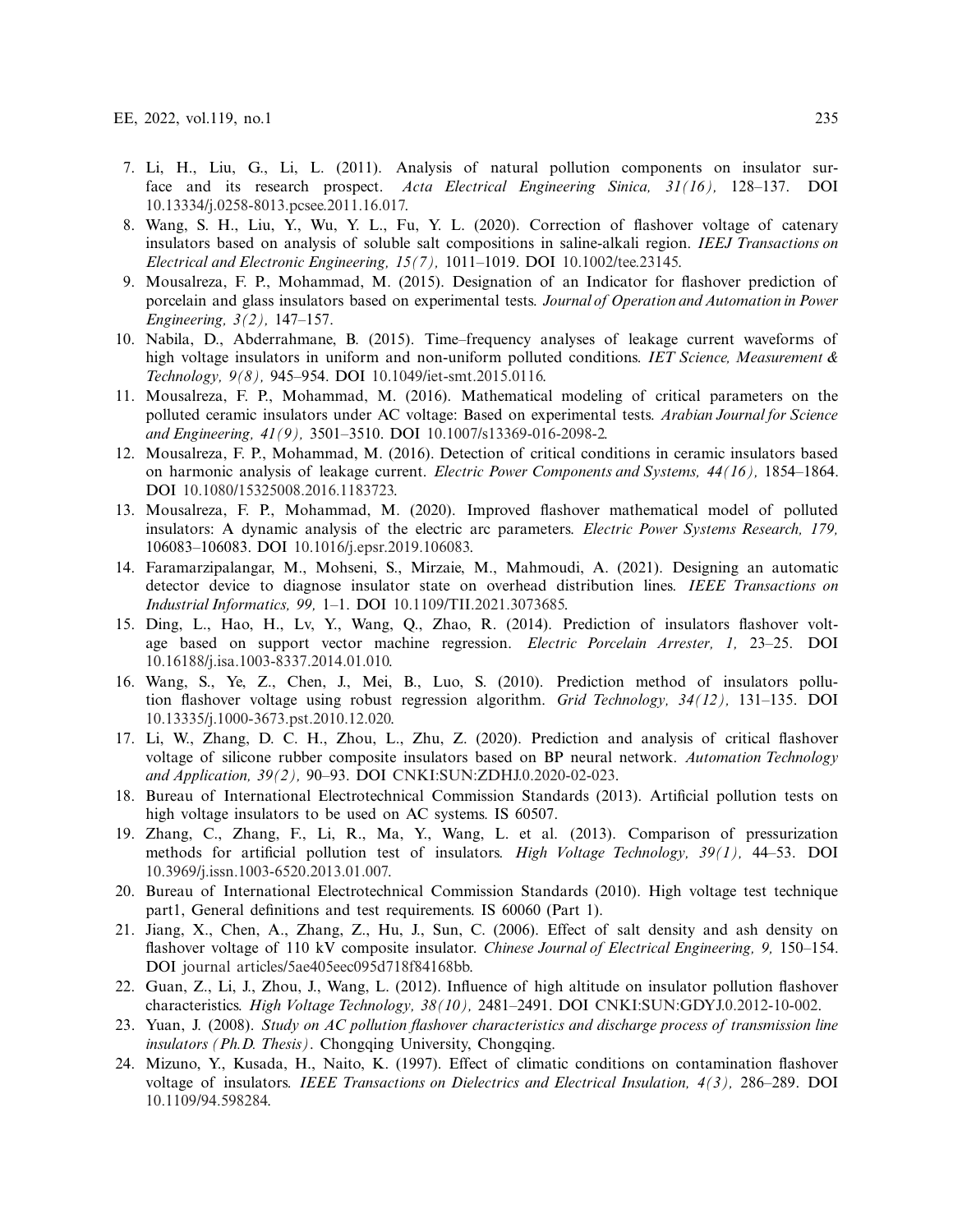7. Li, H., Liu, G., Li, L. (2011). Analysis of natural pollution components on insulator surface and its research prospect. *Acta Electrical Engineering Sinica, 31(16),* 128–137. DOI 10.13334/j.0258-8013.pcsee.2011.16.017.
8. Wang, S. H., Liu, Y., Wu, Y. L., Fu, Y. L. (2020). Correction of flashover voltage of catenary insulators based on analysis of soluble salt compositions in saline-alkali region. *IEEJ Transactions on Electrical and Electronic Engineering, 15(7),* 1011–1019. DOI 10.1002/tee.23145.
9. Mousalreza, F. P., Mohammad, M. (2015). Designation of an Indicator for flashover prediction of porcelain and glass insulators based on experimental tests. *Journal of Operation and Automation in Power Engineering, 3(2),* 147–157.
10. Nabila, D., Abderrahmane, B. (2015). Time–frequency analyses of leakage current waveforms of high voltage insulators in uniform and non-uniform polluted conditions. *IET Science, Measurement & Technology, 9(8),* 945–954. DOI 10.1049/iet-smt.2015.0116.
11. Mousalreza, F. P., Mohammad, M. (2016). Mathematical modeling of critical parameters on the polluted ceramic insulators under AC voltage: Based on experimental tests. *Arabian Journal for Science and Engineering, 41(9),* 3501–3510. DOI 10.1007/s13369-016-2098-2.
12. Mousalreza, F. P., Mohammad, M. (2016). Detection of critical conditions in ceramic insulators based on harmonic analysis of leakage current. *Electric Power Components and Systems, 44(16),* 1854–1864. DOI 10.1080/15325008.2016.1183723.
13. Mousalreza, F. P., Mohammad, M. (2020). Improved flashover mathematical model of polluted insulators: A dynamic analysis of the electric arc parameters. *Electric Power Systems Research, 179,* 106083–106083. DOI 10.1016/j.epsr.2019.106083.
14. Faramarzipalangar, M., Mohseni, S., Mirzaie, M., Mahmoudi, A. (2021). Designing an automatic detector device to diagnose insulator state on overhead distribution lines. *IEEE Transactions on Industrial Informatics, 99,* 1–1. DOI 10.1109/TII.2021.3073685.
15. Ding, L., Hao, H., Lv, Y., Wang, Q., Zhao, R. (2014). Prediction of insulators flashover voltage based on support vector machine regression. *Electric Porcelain Arrester, 1,* 23–25. DOI 10.16188/j.isa.1003-8337.2014.01.010.
16. Wang, S., Ye, Z., Chen, J., Mei, B., Luo, S. (2010). Prediction method of insulators pollution flashover voltage using robust regression algorithm. *Grid Technology, 34(12),* 131–135. DOI 10.13335/j.1000-3673.pst.2010.12.020.
17. Li, W., Zhang, D. C. H., Zhou, L., Zhu, Z. (2020). Prediction and analysis of critical flashover voltage of silicone rubber composite insulators based on BP neural network. *Automation Technology and Application, 39(2),* 90–93. DOI CNKI:SUN:ZDHJ.0.2020-02-023.
18. Bureau of International Electrotechnical Commission Standards (2013). Artificial pollution tests on high voltage insulators to be used on AC systems. IS 60507.
19. Zhang, C., Zhang, F., Li, R., Ma, Y., Wang, L. et al. (2013). Comparison of pressurization methods for artificial pollution test of insulators. *High Voltage Technology, 39(1),* 44–53. DOI 10.3969/j.issn.1003-6520.2013.01.007.
20. Bureau of International Electrotechnical Commission Standards (2010). High voltage test technique part1, General definitions and test requirements. IS 60060 (Part 1).
21. Jiang, X., Chen, A., Zhang, Z., Hu, J., Sun, C. (2006). Effect of salt density and ash density on flashover voltage of 110 kV composite insulator. *Chinese Journal of Electrical Engineering, 9,* 150–154. DOI journal articles/5ae405eec095d718f84168bb.
22. Guan, Z., Li, J., Zhou, J., Wang, L. (2012). Influence of high altitude on insulator pollution flashover characteristics. *High Voltage Technology, 38(10),* 2481–2491. DOI CNKI:SUN:GDYJ.0.2012-10-002.
23. Yuan, J. (2008). *Study on AC pollution flashover characteristics and discharge process of transmission line insulators (Ph.D. Thesis)*. Chongqing University, Chongqing.
24. Mizuno, Y., Kusada, H., Naito, K. (1997). Effect of climatic conditions on contamination flashover voltage of insulators. *IEEE Transactions on Dielectrics and Electrical Insulation, 4(3),* 286–289. DOI 10.1109/94.598284.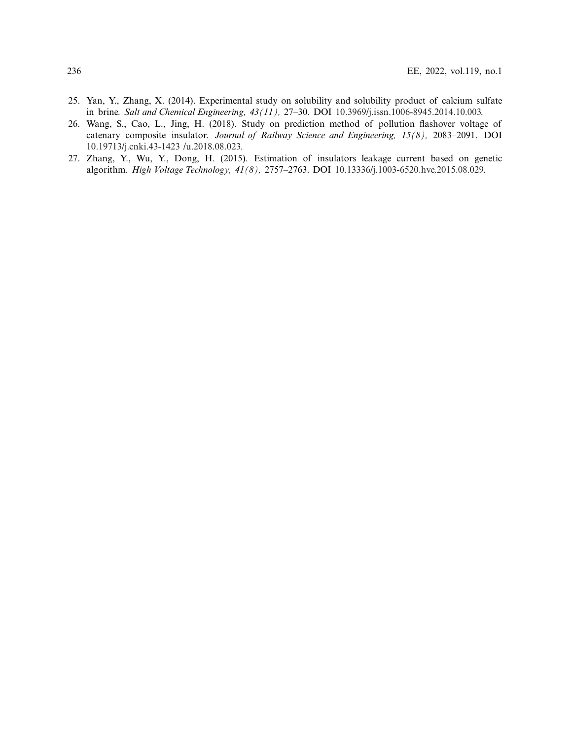25. Yan, Y., Zhang, X. (2014). Experimental study on solubility and solubility product of calcium sulfate in brine. *Salt and Chemical Engineering, 43(11),* 27–30. DOI 10.3969/j.issn.1006-8945.2014.10.003.
26. Wang, S., Cao, L., Jing, H. (2018). Study on prediction method of pollution flashover voltage of catenary composite insulator. *Journal of Railway Science and Engineering, 15(8),* 2083–2091. DOI 10.19713/j.cnki.43-1423 /u.2018.08.023.
27. Zhang, Y., Wu, Y., Dong, H. (2015). Estimation of insulators leakage current based on genetic algorithm. *High Voltage Technology, 41(8),* 2757–2763. DOI 10.13336/j.1003-6520.hve.2015.08.029.